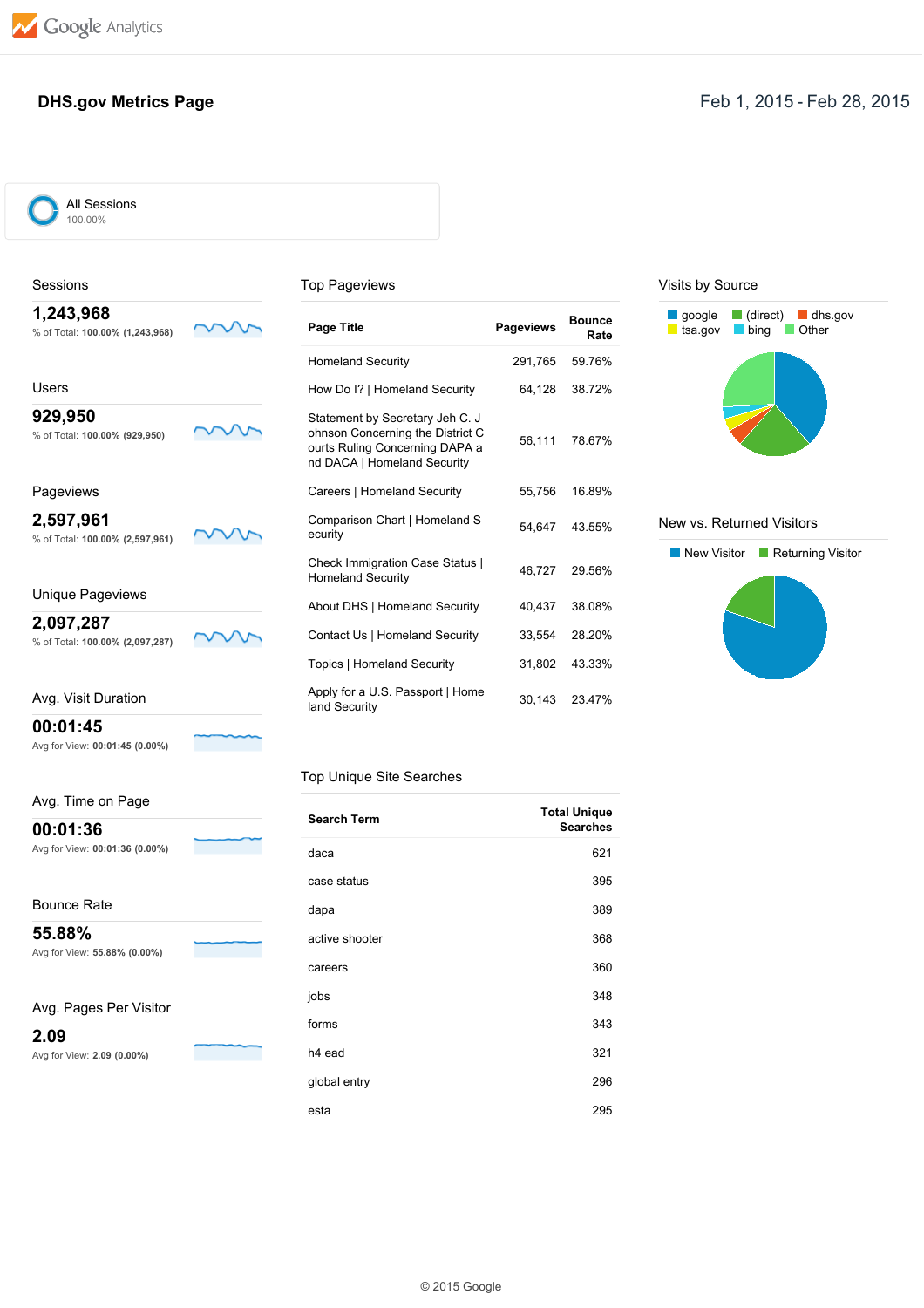Google Analytics

# DHS.gov Metrics Page

Feb 1, 2015 - Feb 28, 2015

All Sessions
100.00%

## Sessions

**1,243,968**
% of Total: **100.00% (1,243,968)**

## Users

**929,950**
% of Total: **100.00% (929,950)**

## Pageviews

**2,597,961**
% of Total: **100.00% (2,597,961)**

## Unique Pageviews

**2,097,287**
% of Total: **100.00% (2,097,287)**

## Avg. Visit Duration

**00:01:45**
Avg for View: **00:01:45 (0.00%)**

## Avg. Time on Page

**00:01:36**
Avg for View: **00:01:36 (0.00%)**

## Bounce Rate

**55.88%**
Avg for View: **55.88% (0.00%)**

## Avg. Pages Per Visitor

**2.09**
Avg for View: **2.09 (0.00%)**

## Top Pageviews

| Page Title | Pageviews | Bounce Rate |
|---|---|---|
| Homeland Security | 291,765 | 59.76% |
| How Do I? \| Homeland Security | 64,128 | 38.72% |
| Statement by Secretary Jeh C. Johnson Concerning the District Courts Ruling Concerning DAPA and DACA \| Homeland Security | 56,111 | 78.67% |
| Careers \| Homeland Security | 55,756 | 16.89% |
| Comparison Chart \| Homeland Security | 54,647 | 43.55% |
| Check Immigration Case Status \| Homeland Security | 46,727 | 29.56% |
| About DHS \| Homeland Security | 40,437 | 38.08% |
| Contact Us \| Homeland Security | 33,554 | 28.20% |
| Topics \| Homeland Security | 31,802 | 43.33% |
| Apply for a U.S. Passport \| Homeland Security | 30,143 | 23.47% |

## Top Unique Site Searches

| Search Term | Total Unique Searches |
|---|---|
| daca | 621 |
| case status | 395 |
| dapa | 389 |
| active shooter | 368 |
| careers | 360 |
| jobs | 348 |
| forms | 343 |
| h4 ead | 321 |
| global entry | 296 |
| esta | 295 |

## Visits by Source

google, (direct), dhs.gov, tsa.gov, bing, Other

## New vs. Returned Visitors

New Visitor, Returning Visitor

© 2015 Google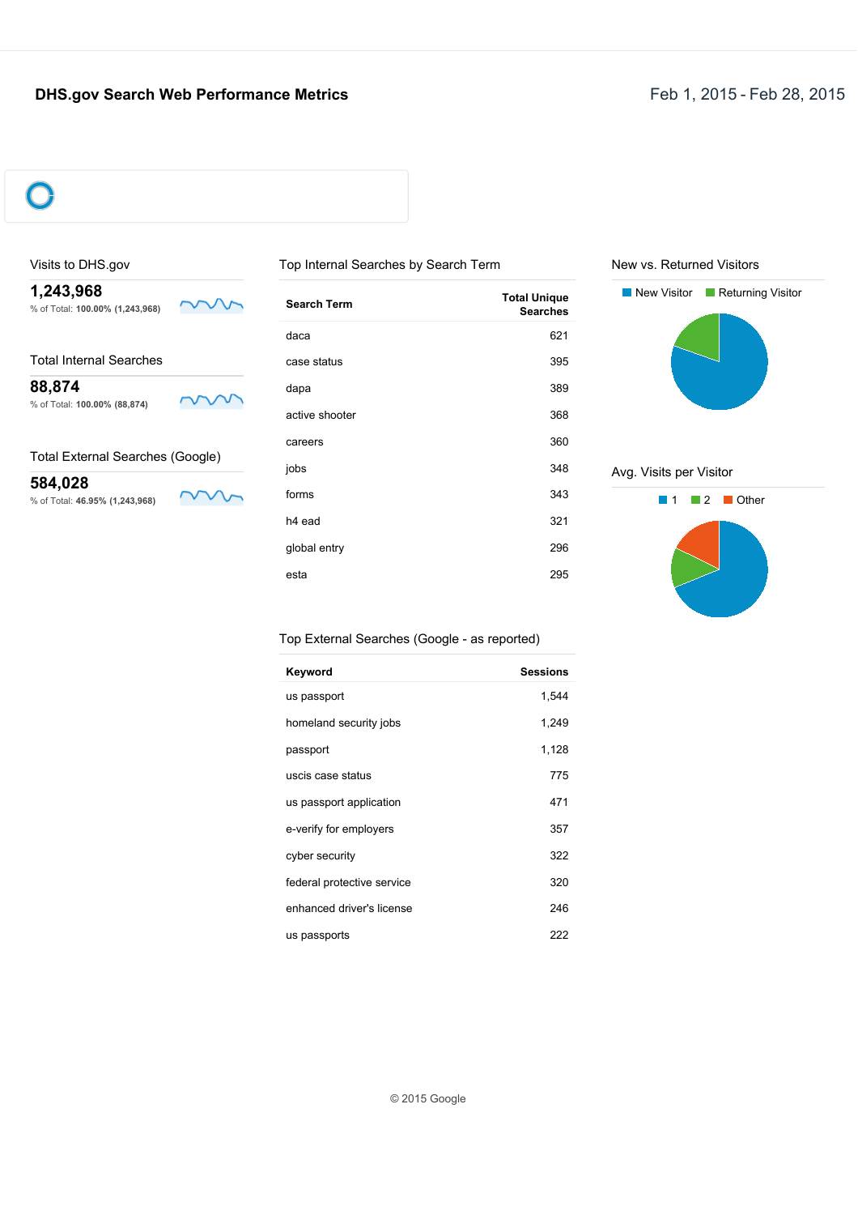# DHS.gov Search Web Performance Metrics

Feb 1, 2015 - Feb 28, 2015

## Visits to DHS.gov

**1,243,968**

% of Total: **100.00% (1,243,968)**

## Total Internal Searches

**88,874**

% of Total: **100.00% (88,874)**

## Total External Searches (Google)

**584,028**

% of Total: **46.95% (1,243,968)**

## Top Internal Searches by Search Term

| Search Term | Total Unique Searches |
| --- | --- |
| daca | 621 |
| case status | 395 |
| dapa | 389 |
| active shooter | 368 |
| careers | 360 |
| jobs | 348 |
| forms | 343 |
| h4 ead | 321 |
| global entry | 296 |
| esta | 295 |

## Top External Searches (Google - as reported)

| Keyword | Sessions |
| --- | --- |
| us passport | 1,544 |
| homeland security jobs | 1,249 |
| passport | 1,128 |
| uscis case status | 775 |
| us passport application | 471 |
| e-verify for employers | 357 |
| cyber security | 322 |
| federal protective service | 320 |
| enhanced driver's license | 246 |
| us passports | 222 |

## New vs. Returned Visitors

New Visitor | Returning Visitor

## Avg. Visits per Visitor

1 | 2 | Other

© 2015 Google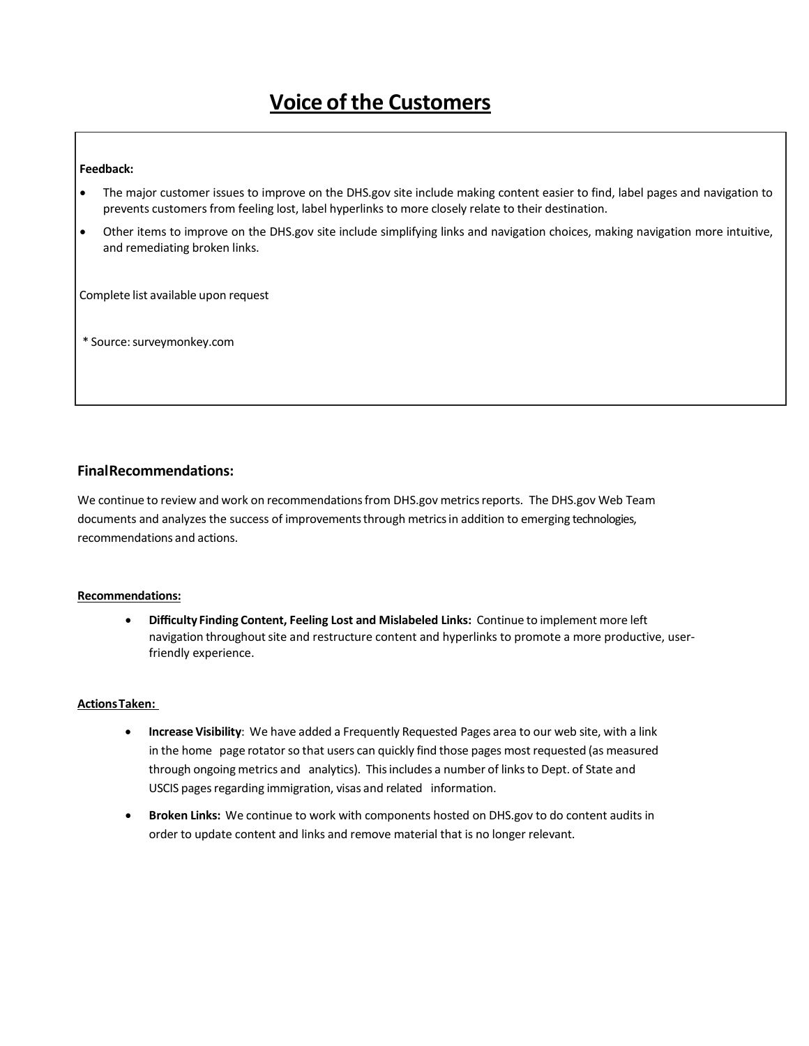# Voice of the Customers

**Feedback:**

- The major customer issues to improve on the DHS.gov site include making content easier to find, label pages and navigation to prevents customers from feeling lost, label hyperlinks to more closely relate to their destination.
- Other items to improve on the DHS.gov site include simplifying links and navigation choices, making navigation more intuitive, and remediating broken links.

Complete list available upon request

* Source: surveymonkey.com

### Final Recommendations:

We continue to review and work on recommendations from DHS.gov metrics reports. The DHS.gov Web Team documents and analyzes the success of improvements through metrics in addition to emerging technologies, recommendations and actions.

**Recommendations:**

- **Difficulty Finding Content, Feeling Lost and Mislabeled Links:** Continue to implement more left navigation throughout site and restructure content and hyperlinks to promote a more productive, user-friendly experience.

**Actions Taken:**

- **Increase Visibility**: We have added a Frequently Requested Pages area to our web site, with a link in the home page rotator so that users can quickly find those pages most requested (as measured through ongoing metrics and analytics). This includes a number of links to Dept. of State and USCIS pages regarding immigration, visas and related information.
- **Broken Links:** We continue to work with components hosted on DHS.gov to do content audits in order to update content and links and remove material that is no longer relevant.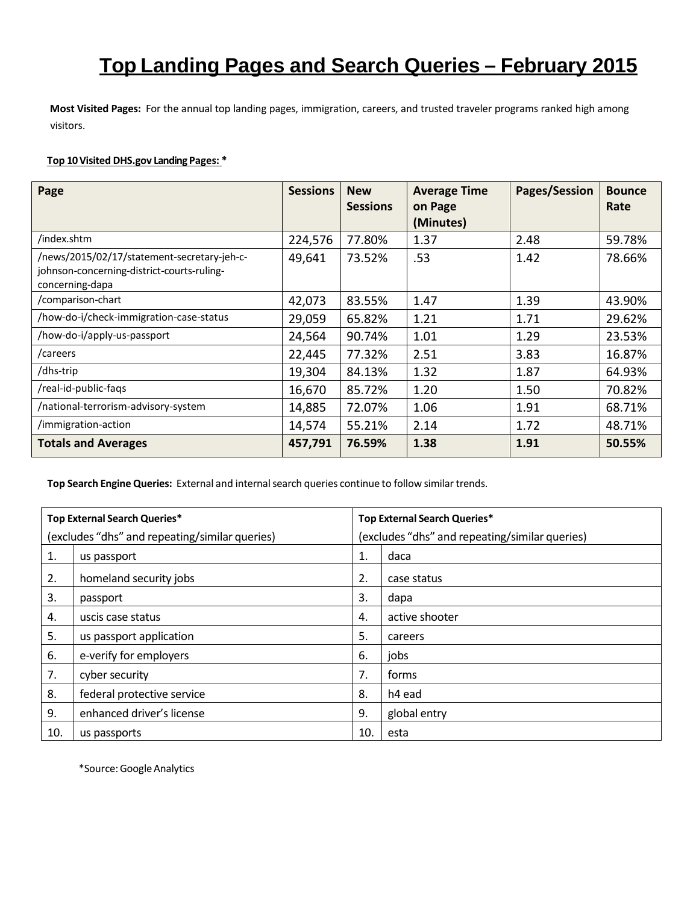# Top Landing Pages and Search Queries – February 2015

**Most Visited Pages:** For the annual top landing pages, immigration, careers, and trusted traveler programs ranked high among visitors.

**Top 10 Visited DHS.gov Landing Pages: ***

| Page | Sessions | New Sessions | Average Time on Page (Minutes) | Pages/Session | Bounce Rate |
|---|---|---|---|---|---|
| /index.shtm | 224,576 | 77.80% | 1.37 | 2.48 | 59.78% |
| /news/2015/02/17/statement-secretary-jeh-c-johnson-concerning-district-courts-ruling-concerning-dapa | 49,641 | 73.52% | .53 | 1.42 | 78.66% |
| /comparison-chart | 42,073 | 83.55% | 1.47 | 1.39 | 43.90% |
| /how-do-i/check-immigration-case-status | 29,059 | 65.82% | 1.21 | 1.71 | 29.62% |
| /how-do-i/apply-us-passport | 24,564 | 90.74% | 1.01 | 1.29 | 23.53% |
| /careers | 22,445 | 77.32% | 2.51 | 3.83 | 16.87% |
| /dhs-trip | 19,304 | 84.13% | 1.32 | 1.87 | 64.93% |
| /real-id-public-faqs | 16,670 | 85.72% | 1.20 | 1.50 | 70.82% |
| /national-terrorism-advisory-system | 14,885 | 72.07% | 1.06 | 1.91 | 68.71% |
| /immigration-action | 14,574 | 55.21% | 2.14 | 1.72 | 48.71% |
| **Totals and Averages** | **457,791** | **76.59%** | **1.38** | **1.91** | **50.55%** |

**Top Search Engine Queries:** External and internal search queries continue to follow similar trends.

| Top External Search Queries* (excludes "dhs" and repeating/similar queries) | | Top External Search Queries* (excludes "dhs" and repeating/similar queries) | |
|---|---|---|---|
| 1. | us passport | 1. | daca |
| 2. | homeland security jobs | 2. | case status |
| 3. | passport | 3. | dapa |
| 4. | uscis case status | 4. | active shooter |
| 5. | us passport application | 5. | careers |
| 6. | e-verify for employers | 6. | jobs |
| 7. | cyber security | 7. | forms |
| 8. | federal protective service | 8. | h4 ead |
| 9. | enhanced driver's license | 9. | global entry |
| 10. | us passports | 10. | esta |

*Source: Google Analytics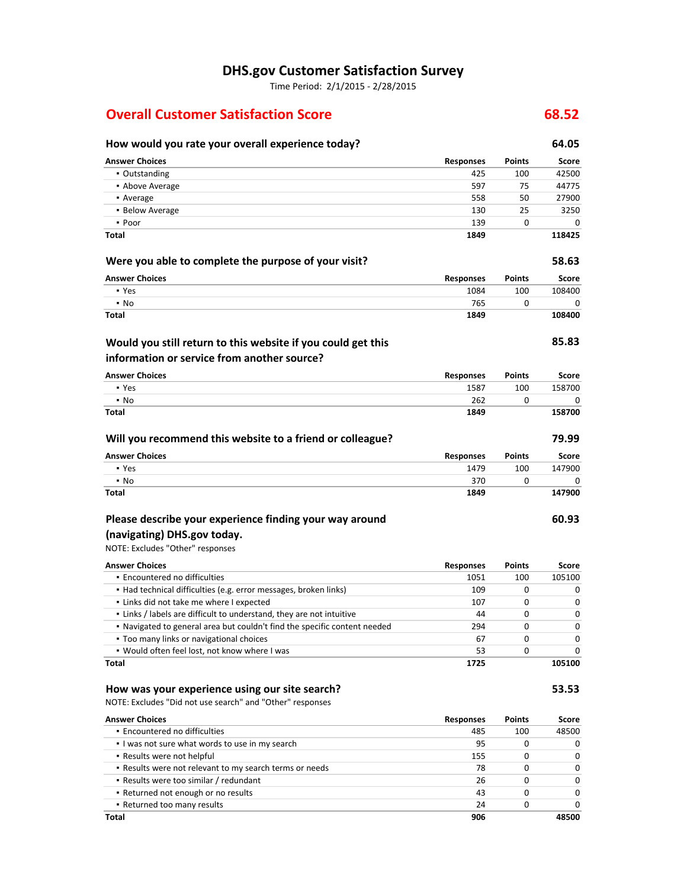# DHS.gov Customer Satisfaction Survey

Time Period: 2/1/2015 - 2/28/2015

## Overall Customer Satisfaction Score — 68.52

### How would you rate your overall experience today? — 64.05

| Answer Choices | Responses | Points | Score |
|---|---|---|---|
| ▪ Outstanding | 425 | 100 | 42500 |
| ▪ Above Average | 597 | 75 | 44775 |
| ▪ Average | 558 | 50 | 27900 |
| ▪ Below Average | 130 | 25 | 3250 |
| ▪ Poor | 139 | 0 | 0 |
| **Total** | **1849** | | **118425** |

### Were you able to complete the purpose of your visit? — 58.63

| Answer Choices | Responses | Points | Score |
|---|---|---|---|
| ▪ Yes | 1084 | 100 | 108400 |
| ▪ No | 765 | 0 | 0 |
| **Total** | **1849** | | **108400** |

### Would you still return to this website if you could get this information or service from another source? — 85.83

| Answer Choices | Responses | Points | Score |
|---|---|---|---|
| ▪ Yes | 1587 | 100 | 158700 |
| ▪ No | 262 | 0 | 0 |
| **Total** | **1849** | | **158700** |

### Will you recommend this website to a friend or colleague? — 79.99

| Answer Choices | Responses | Points | Score |
|---|---|---|---|
| ▪ Yes | 1479 | 100 | 147900 |
| ▪ No | 370 | 0 | 0 |
| **Total** | **1849** | | **147900** |

### Please describe your experience finding your way around (navigating) DHS.gov today. — 60.93

NOTE: Excludes "Other" responses

| Answer Choices | Responses | Points | Score |
|---|---|---|---|
| ▪ Encountered no difficulties | 1051 | 100 | 105100 |
| ▪ Had technical difficulties (e.g. error messages, broken links) | 109 | 0 | 0 |
| ▪ Links did not take me where I expected | 107 | 0 | 0 |
| ▪ Links / labels are difficult to understand, they are not intuitive | 44 | 0 | 0 |
| ▪ Navigated to general area but couldn't find the specific content needed | 294 | 0 | 0 |
| ▪ Too many links or navigational choices | 67 | 0 | 0 |
| ▪ Would often feel lost, not know where I was | 53 | 0 | 0 |
| **Total** | **1725** | | **105100** |

### How was your experience using our site search? — 53.53

NOTE: Excludes "Did not use search" and "Other" responses

| Answer Choices | Responses | Points | Score |
|---|---|---|---|
| ▪ Encountered no difficulties | 485 | 100 | 48500 |
| ▪ I was not sure what words to use in my search | 95 | 0 | 0 |
| ▪ Results were not helpful | 155 | 0 | 0 |
| ▪ Results were not relevant to my search terms or needs | 78 | 0 | 0 |
| ▪ Results were too similar / redundant | 26 | 0 | 0 |
| ▪ Returned not enough or no results | 43 | 0 | 0 |
| ▪ Returned too many results | 24 | 0 | 0 |
| **Total** | **906** | | **48500** |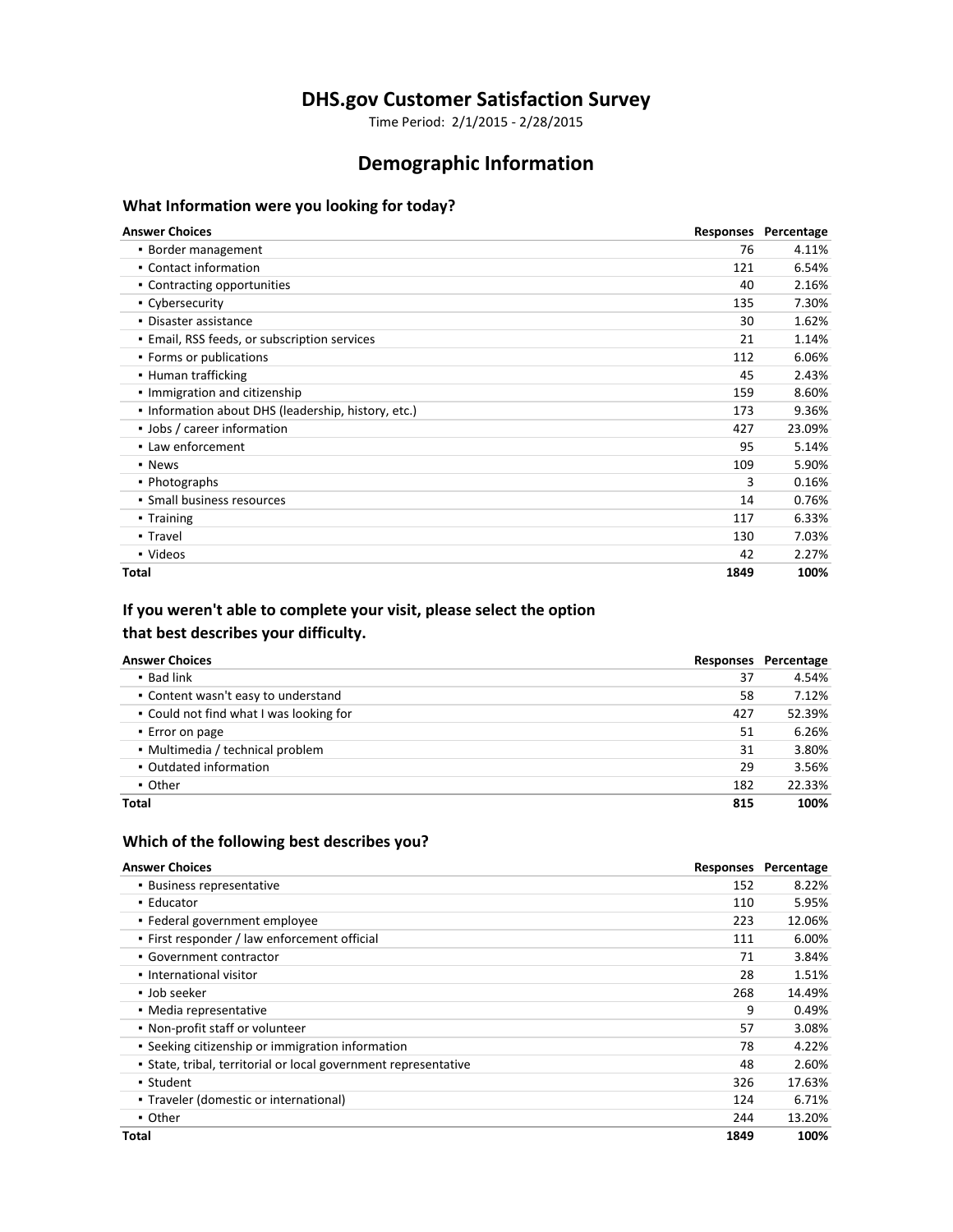# DHS.gov Customer Satisfaction Survey

Time Period: 2/1/2015 - 2/28/2015

## Demographic Information

### What Information were you looking for today?

| Answer Choices | Responses | Percentage |
|---|---|---|
| ▪ Border management | 76 | 4.11% |
| ▪ Contact information | 121 | 6.54% |
| ▪ Contracting opportunities | 40 | 2.16% |
| ▪ Cybersecurity | 135 | 7.30% |
| ▪ Disaster assistance | 30 | 1.62% |
| ▪ Email, RSS feeds, or subscription services | 21 | 1.14% |
| ▪ Forms or publications | 112 | 6.06% |
| ▪ Human trafficking | 45 | 2.43% |
| ▪ Immigration and citizenship | 159 | 8.60% |
| ▪ Information about DHS (leadership, history, etc.) | 173 | 9.36% |
| ▪ Jobs / career information | 427 | 23.09% |
| ▪ Law enforcement | 95 | 5.14% |
| ▪ News | 109 | 5.90% |
| ▪ Photographs | 3 | 0.16% |
| ▪ Small business resources | 14 | 0.76% |
| ▪ Training | 117 | 6.33% |
| ▪ Travel | 130 | 7.03% |
| ▪ Videos | 42 | 2.27% |
| **Total** | **1849** | **100%** |

### If you weren't able to complete your visit, please select the option that best describes your difficulty.

| Answer Choices | Responses | Percentage |
|---|---|---|
| ▪ Bad link | 37 | 4.54% |
| ▪ Content wasn't easy to understand | 58 | 7.12% |
| ▪ Could not find what I was looking for | 427 | 52.39% |
| ▪ Error on page | 51 | 6.26% |
| ▪ Multimedia / technical problem | 31 | 3.80% |
| ▪ Outdated information | 29 | 3.56% |
| ▪ Other | 182 | 22.33% |
| **Total** | **815** | **100%** |

### Which of the following best describes you?

| Answer Choices | Responses | Percentage |
|---|---|---|
| ▪ Business representative | 152 | 8.22% |
| ▪ Educator | 110 | 5.95% |
| ▪ Federal government employee | 223 | 12.06% |
| ▪ First responder / law enforcement official | 111 | 6.00% |
| ▪ Government contractor | 71 | 3.84% |
| ▪ International visitor | 28 | 1.51% |
| ▪ Job seeker | 268 | 14.49% |
| ▪ Media representative | 9 | 0.49% |
| ▪ Non-profit staff or volunteer | 57 | 3.08% |
| ▪ Seeking citizenship or immigration information | 78 | 4.22% |
| ▪ State, tribal, territorial or local government representative | 48 | 2.60% |
| ▪ Student | 326 | 17.63% |
| ▪ Traveler (domestic or international) | 124 | 6.71% |
| ▪ Other | 244 | 13.20% |
| **Total** | **1849** | **100%** |